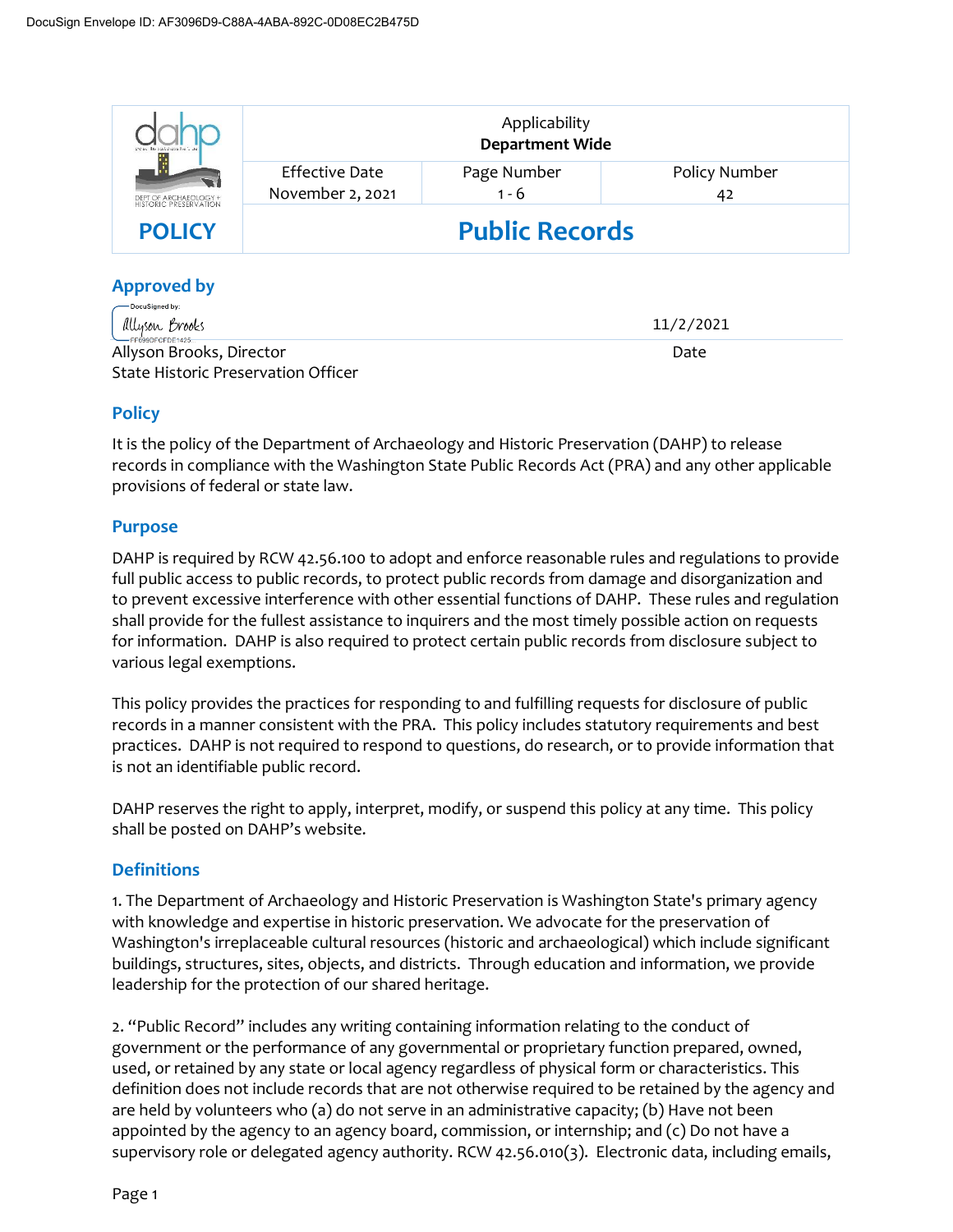DocuSign Envelope ID: AF3096D9-C88A-4ABA-892C-0D08EC2B475D

| POLICY | Applicability **Department Wide** | | |
|---|---|---|---|
| | Effective Date November 2, 2021 | Page Number 1 - 6 | Policy Number 42 |
| | **Public Records** | | |

## Approved by

DocuSigned by: Allyson Brooks — 11/2/2021

Allyson Brooks, Director
State Historic Preservation Officer — Date

## Policy

It is the policy of the Department of Archaeology and Historic Preservation (DAHP) to release records in compliance with the Washington State Public Records Act (PRA) and any other applicable provisions of federal or state law.

## Purpose

DAHP is required by RCW 42.56.100 to adopt and enforce reasonable rules and regulations to provide full public access to public records, to protect public records from damage and disorganization and to prevent excessive interference with other essential functions of DAHP. These rules and regulation shall provide for the fullest assistance to inquirers and the most timely possible action on requests for information. DAHP is also required to protect certain public records from disclosure subject to various legal exemptions.

This policy provides the practices for responding to and fulfilling requests for disclosure of public records in a manner consistent with the PRA. This policy includes statutory requirements and best practices. DAHP is not required to respond to questions, do research, or to provide information that is not an identifiable public record.

DAHP reserves the right to apply, interpret, modify, or suspend this policy at any time. This policy shall be posted on DAHP's website.

## Definitions

1. The Department of Archaeology and Historic Preservation is Washington State's primary agency with knowledge and expertise in historic preservation. We advocate for the preservation of Washington's irreplaceable cultural resources (historic and archaeological) which include significant buildings, structures, sites, objects, and districts. Through education and information, we provide leadership for the protection of our shared heritage.

2. "Public Record" includes any writing containing information relating to the conduct of government or the performance of any governmental or proprietary function prepared, owned, used, or retained by any state or local agency regardless of physical form or characteristics. This definition does not include records that are not otherwise required to be retained by the agency and are held by volunteers who (a) do not serve in an administrative capacity; (b) Have not been appointed by the agency to an agency board, commission, or internship; and (c) Do not have a supervisory role or delegated agency authority. RCW 42.56.010(3). Electronic data, including emails,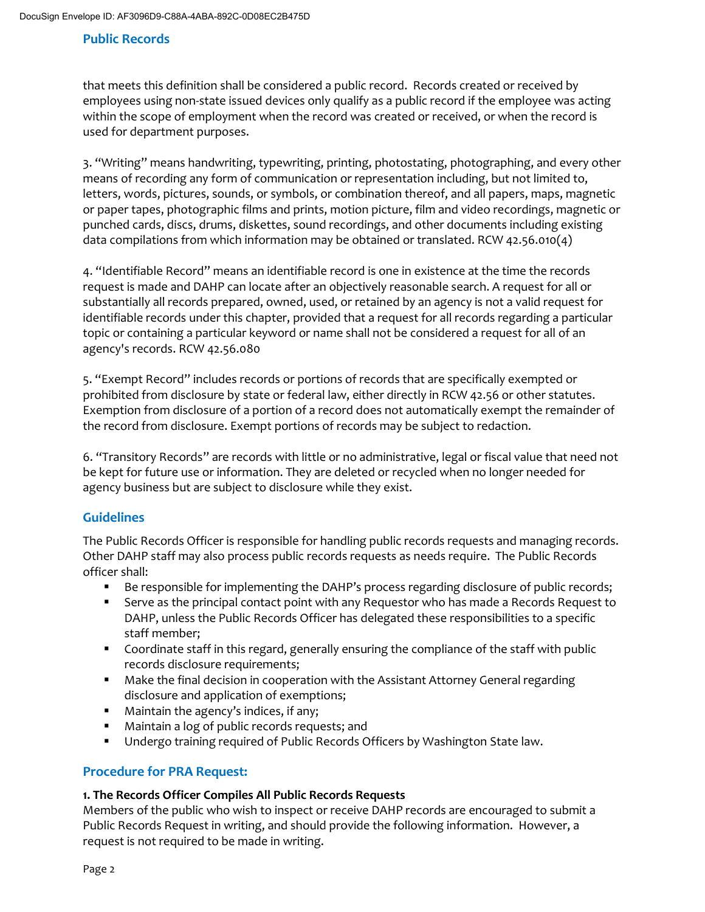that meets this definition shall be considered a public record. Records created or received by employees using non-state issued devices only qualify as a public record if the employee was acting within the scope of employment when the record was created or received, or when the record is used for department purposes.

3. "Writing" means handwriting, typewriting, printing, photostating, photographing, and every other means of recording any form of communication or representation including, but not limited to, letters, words, pictures, sounds, or symbols, or combination thereof, and all papers, maps, magnetic or paper tapes, photographic films and prints, motion picture, film and video recordings, magnetic or punched cards, discs, drums, diskettes, sound recordings, and other documents including existing data compilations from which information may be obtained or translated. RCW 42.56.010(4)

4. "Identifiable Record" means an identifiable record is one in existence at the time the records request is made and DAHP can locate after an objectively reasonable search. A request for all or substantially all records prepared, owned, used, or retained by an agency is not a valid request for identifiable records under this chapter, provided that a request for all records regarding a particular topic or containing a particular keyword or name shall not be considered a request for all of an agency's records. RCW 42.56.080

5. "Exempt Record" includes records or portions of records that are specifically exempted or prohibited from disclosure by state or federal law, either directly in RCW 42.56 or other statutes. Exemption from disclosure of a portion of a record does not automatically exempt the remainder of the record from disclosure. Exempt portions of records may be subject to redaction.

6. "Transitory Records" are records with little or no administrative, legal or fiscal value that need not be kept for future use or information. They are deleted or recycled when no longer needed for agency business but are subject to disclosure while they exist.

## Guidelines

The Public Records Officer is responsible for handling public records requests and managing records. Other DAHP staff may also process public records requests as needs require. The Public Records officer shall:

- Be responsible for implementing the DAHP's process regarding disclosure of public records;
- Serve as the principal contact point with any Requestor who has made a Records Request to DAHP, unless the Public Records Officer has delegated these responsibilities to a specific staff member;
- Coordinate staff in this regard, generally ensuring the compliance of the staff with public records disclosure requirements;
- Make the final decision in cooperation with the Assistant Attorney General regarding disclosure and application of exemptions;
- Maintain the agency's indices, if any;
- Maintain a log of public records requests; and
- Undergo training required of Public Records Officers by Washington State law.

## Procedure for PRA Request:

**1. The Records Officer Compiles All Public Records Requests**

Members of the public who wish to inspect or receive DAHP records are encouraged to submit a Public Records Request in writing, and should provide the following information. However, a request is not required to be made in writing.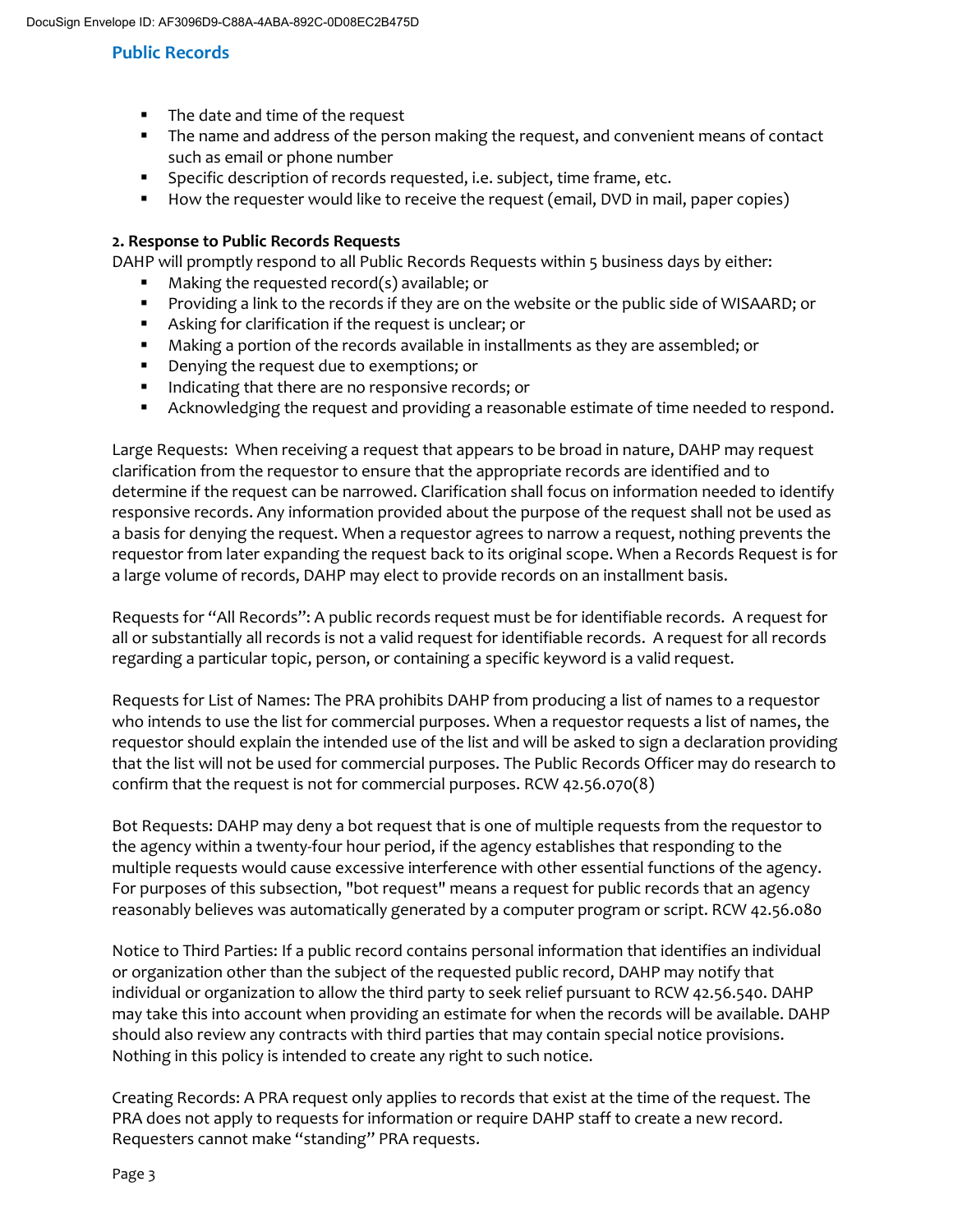- The date and time of the request
- The name and address of the person making the request, and convenient means of contact such as email or phone number
- Specific description of records requested, i.e. subject, time frame, etc.
- How the requester would like to receive the request (email, DVD in mail, paper copies)

**2. Response to Public Records Requests**

DAHP will promptly respond to all Public Records Requests within 5 business days by either:

- Making the requested record(s) available; or
- Providing a link to the records if they are on the website or the public side of WISAARD; or
- Asking for clarification if the request is unclear; or
- Making a portion of the records available in installments as they are assembled; or
- Denying the request due to exemptions; or
- Indicating that there are no responsive records; or
- Acknowledging the request and providing a reasonable estimate of time needed to respond.

Large Requests: When receiving a request that appears to be broad in nature, DAHP may request clarification from the requestor to ensure that the appropriate records are identified and to determine if the request can be narrowed. Clarification shall focus on information needed to identify responsive records. Any information provided about the purpose of the request shall not be used as a basis for denying the request. When a requestor agrees to narrow a request, nothing prevents the requestor from later expanding the request back to its original scope. When a Records Request is for a large volume of records, DAHP may elect to provide records on an installment basis.

Requests for "All Records": A public records request must be for identifiable records. A request for all or substantially all records is not a valid request for identifiable records. A request for all records regarding a particular topic, person, or containing a specific keyword is a valid request.

Requests for List of Names: The PRA prohibits DAHP from producing a list of names to a requestor who intends to use the list for commercial purposes. When a requestor requests a list of names, the requestor should explain the intended use of the list and will be asked to sign a declaration providing that the list will not be used for commercial purposes. The Public Records Officer may do research to confirm that the request is not for commercial purposes. RCW 42.56.070(8)

Bot Requests: DAHP may deny a bot request that is one of multiple requests from the requestor to the agency within a twenty-four hour period, if the agency establishes that responding to the multiple requests would cause excessive interference with other essential functions of the agency. For purposes of this subsection, "bot request" means a request for public records that an agency reasonably believes was automatically generated by a computer program or script. RCW 42.56.080

Notice to Third Parties: If a public record contains personal information that identifies an individual or organization other than the subject of the requested public record, DAHP may notify that individual or organization to allow the third party to seek relief pursuant to RCW 42.56.540. DAHP may take this into account when providing an estimate for when the records will be available. DAHP should also review any contracts with third parties that may contain special notice provisions. Nothing in this policy is intended to create any right to such notice.

Creating Records: A PRA request only applies to records that exist at the time of the request. The PRA does not apply to requests for information or require DAHP staff to create a new record. Requesters cannot make "standing" PRA requests.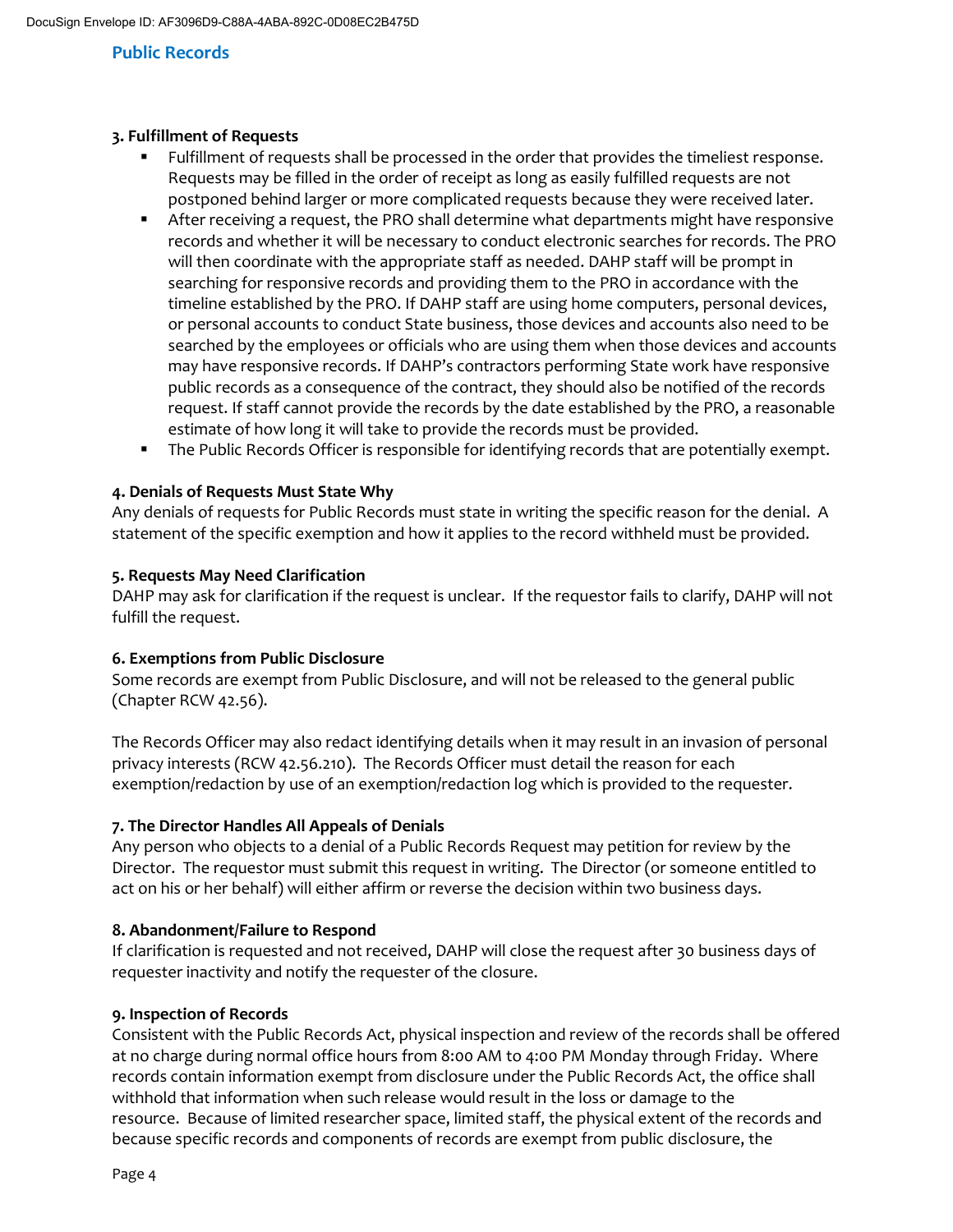### 3. Fulfillment of Requests

- Fulfillment of requests shall be processed in the order that provides the timeliest response. Requests may be filled in the order of receipt as long as easily fulfilled requests are not postponed behind larger or more complicated requests because they were received later.
- After receiving a request, the PRO shall determine what departments might have responsive records and whether it will be necessary to conduct electronic searches for records. The PRO will then coordinate with the appropriate staff as needed. DAHP staff will be prompt in searching for responsive records and providing them to the PRO in accordance with the timeline established by the PRO. If DAHP staff are using home computers, personal devices, or personal accounts to conduct State business, those devices and accounts also need to be searched by the employees or officials who are using them when those devices and accounts may have responsive records. If DAHP's contractors performing State work have responsive public records as a consequence of the contract, they should also be notified of the records request. If staff cannot provide the records by the date established by the PRO, a reasonable estimate of how long it will take to provide the records must be provided.
- The Public Records Officer is responsible for identifying records that are potentially exempt.

### 4. Denials of Requests Must State Why

Any denials of requests for Public Records must state in writing the specific reason for the denial. A statement of the specific exemption and how it applies to the record withheld must be provided.

### 5. Requests May Need Clarification

DAHP may ask for clarification if the request is unclear. If the requestor fails to clarify, DAHP will not fulfill the request.

### 6. Exemptions from Public Disclosure

Some records are exempt from Public Disclosure, and will not be released to the general public (Chapter RCW 42.56).

The Records Officer may also redact identifying details when it may result in an invasion of personal privacy interests (RCW 42.56.210). The Records Officer must detail the reason for each exemption/redaction by use of an exemption/redaction log which is provided to the requester.

### 7. The Director Handles All Appeals of Denials

Any person who objects to a denial of a Public Records Request may petition for review by the Director. The requestor must submit this request in writing. The Director (or someone entitled to act on his or her behalf) will either affirm or reverse the decision within two business days.

### 8. Abandonment/Failure to Respond

If clarification is requested and not received, DAHP will close the request after 30 business days of requester inactivity and notify the requester of the closure.

### 9. Inspection of Records

Consistent with the Public Records Act, physical inspection and review of the records shall be offered at no charge during normal office hours from 8:00 AM to 4:00 PM Monday through Friday. Where records contain information exempt from disclosure under the Public Records Act, the office shall withhold that information when such release would result in the loss or damage to the resource. Because of limited researcher space, limited staff, the physical extent of the records and because specific records and components of records are exempt from public disclosure, the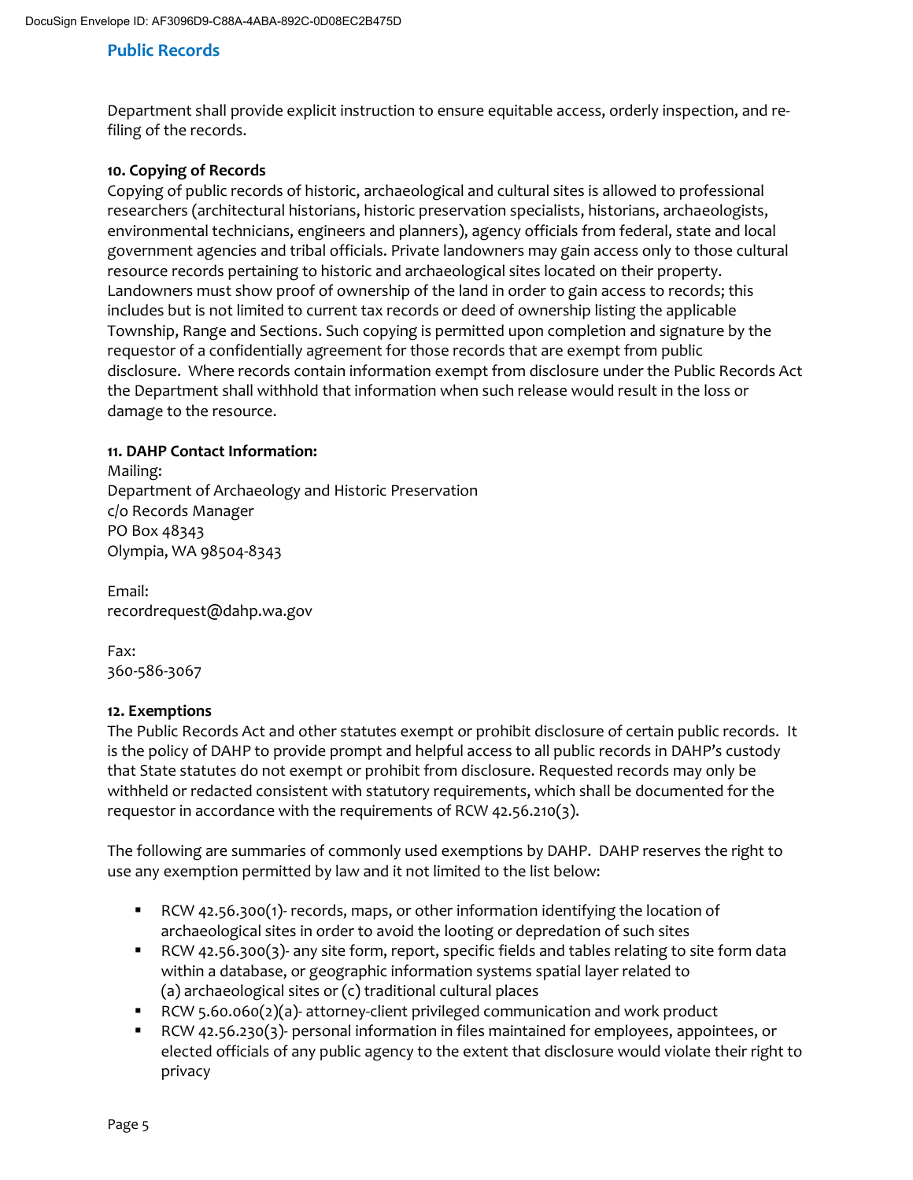Department shall provide explicit instruction to ensure equitable access, orderly inspection, and re-filing of the records.

**10. Copying of Records**

Copying of public records of historic, archaeological and cultural sites is allowed to professional researchers (architectural historians, historic preservation specialists, historians, archaeologists, environmental technicians, engineers and planners), agency officials from federal, state and local government agencies and tribal officials. Private landowners may gain access only to those cultural resource records pertaining to historic and archaeological sites located on their property. Landowners must show proof of ownership of the land in order to gain access to records; this includes but is not limited to current tax records or deed of ownership listing the applicable Township, Range and Sections. Such copying is permitted upon completion and signature by the requestor of a confidentially agreement for those records that are exempt from public disclosure. Where records contain information exempt from disclosure under the Public Records Act the Department shall withhold that information when such release would result in the loss or damage to the resource.

**11. DAHP Contact Information:**

Mailing:
Department of Archaeology and Historic Preservation
c/o Records Manager
PO Box 48343
Olympia, WA 98504-8343

Email:
recordrequest@dahp.wa.gov

Fax:
360-586-3067

**12. Exemptions**

The Public Records Act and other statutes exempt or prohibit disclosure of certain public records. It is the policy of DAHP to provide prompt and helpful access to all public records in DAHP's custody that State statutes do not exempt or prohibit from disclosure. Requested records may only be withheld or redacted consistent with statutory requirements, which shall be documented for the requestor in accordance with the requirements of RCW 42.56.210(3).

The following are summaries of commonly used exemptions by DAHP. DAHP reserves the right to use any exemption permitted by law and it not limited to the list below:

- RCW 42.56.300(1)- records, maps, or other information identifying the location of archaeological sites in order to avoid the looting or depredation of such sites
- RCW 42.56.300(3)- any site form, report, specific fields and tables relating to site form data within a database, or geographic information systems spatial layer related to (a) archaeological sites or (c) traditional cultural places
- RCW 5.60.060(2)(a)- attorney-client privileged communication and work product
- RCW 42.56.230(3)- personal information in files maintained for employees, appointees, or elected officials of any public agency to the extent that disclosure would violate their right to privacy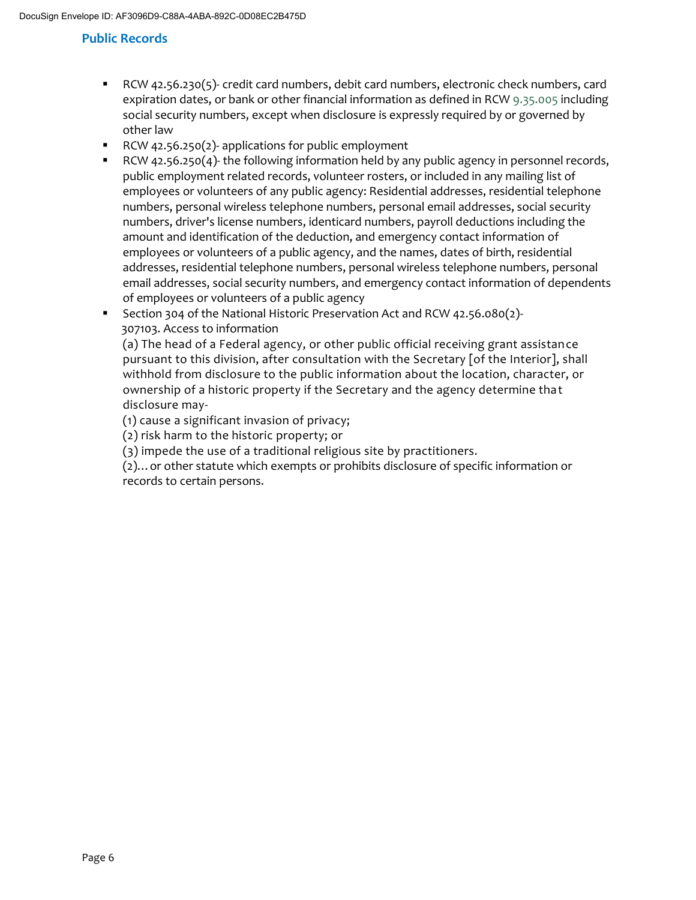## Public Records

- RCW 42.56.230(5)- credit card numbers, debit card numbers, electronic check numbers, card expiration dates, or bank or other financial information as defined in RCW 9.35.005 including social security numbers, except when disclosure is expressly required by or governed by other law
- RCW 42.56.250(2)- applications for public employment
- RCW 42.56.250(4)- the following information held by any public agency in personnel records, public employment related records, volunteer rosters, or included in any mailing list of employees or volunteers of any public agency: Residential addresses, residential telephone numbers, personal wireless telephone numbers, personal email addresses, social security numbers, driver's license numbers, identicard numbers, payroll deductions including the amount and identification of the deduction, and emergency contact information of employees or volunteers of a public agency, and the names, dates of birth, residential addresses, residential telephone numbers, personal wireless telephone numbers, personal email addresses, social security numbers, and emergency contact information of dependents of employees or volunteers of a public agency
- Section 304 of the National Historic Preservation Act and RCW 42.56.080(2)-
  307103. Access to information
  (a) The head of a Federal agency, or other public official receiving grant assistance pursuant to this division, after consultation with the Secretary [of the Interior], shall withhold from disclosure to the public information about the location, character, or ownership of a historic property if the Secretary and the agency determine that disclosure may-
  (1) cause a significant invasion of privacy;
  (2) risk harm to the historic property; or
  (3) impede the use of a traditional religious site by practitioners.
  (2)… or other statute which exempts or prohibits disclosure of specific information or records to certain persons.